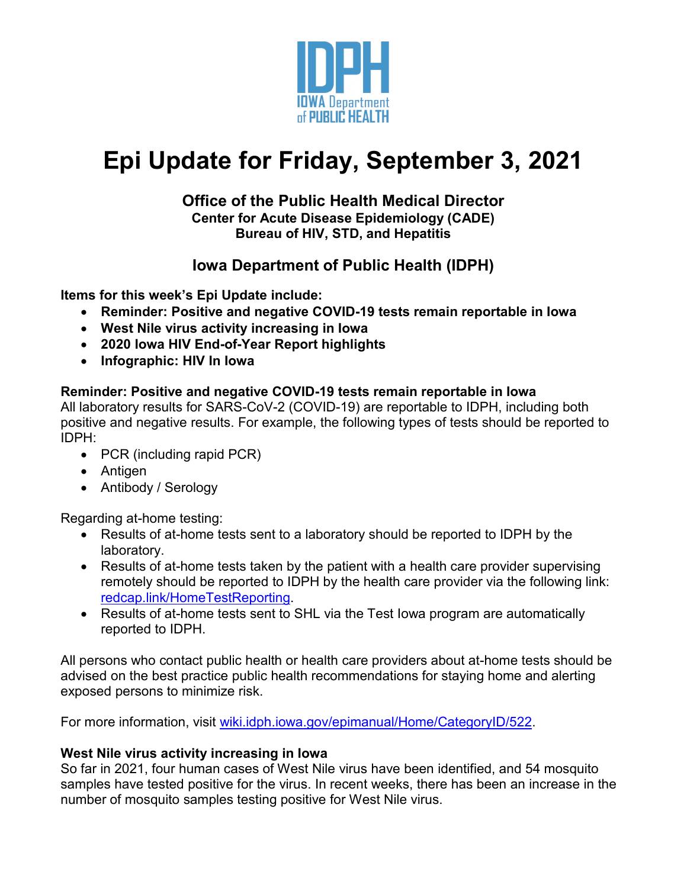# Epi Update for Friday, September 3, 2021

**Office of the Public Health Medical Director**
**Center for Acute Disease Epidemiology (CADE)**
**Bureau of HIV, STD, and Hepatitis**

**Iowa Department of Public Health (IDPH)**

**Items for this week's Epi Update include:**

- **Reminder: Positive and negative COVID-19 tests remain reportable in Iowa**
- **West Nile virus activity increasing in Iowa**
- **2020 Iowa HIV End-of-Year Report highlights**
- **Infographic: HIV In Iowa**

### Reminder: Positive and negative COVID-19 tests remain reportable in Iowa

All laboratory results for SARS-CoV-2 (COVID-19) are reportable to IDPH, including both positive and negative results. For example, the following types of tests should be reported to IDPH:

- PCR (including rapid PCR)
- Antigen
- Antibody / Serology

Regarding at-home testing:

- Results of at-home tests sent to a laboratory should be reported to IDPH by the laboratory.
- Results of at-home tests taken by the patient with a health care provider supervising remotely should be reported to IDPH by the health care provider via the following link: redcap.link/HomeTestReporting.
- Results of at-home tests sent to SHL via the Test Iowa program are automatically reported to IDPH.

All persons who contact public health or health care providers about at-home tests should be advised on the best practice public health recommendations for staying home and alerting exposed persons to minimize risk.

For more information, visit wiki.idph.iowa.gov/epimanual/Home/CategoryID/522.

### West Nile virus activity increasing in Iowa

So far in 2021, four human cases of West Nile virus have been identified, and 54 mosquito samples have tested positive for the virus. In recent weeks, there has been an increase in the number of mosquito samples testing positive for West Nile virus.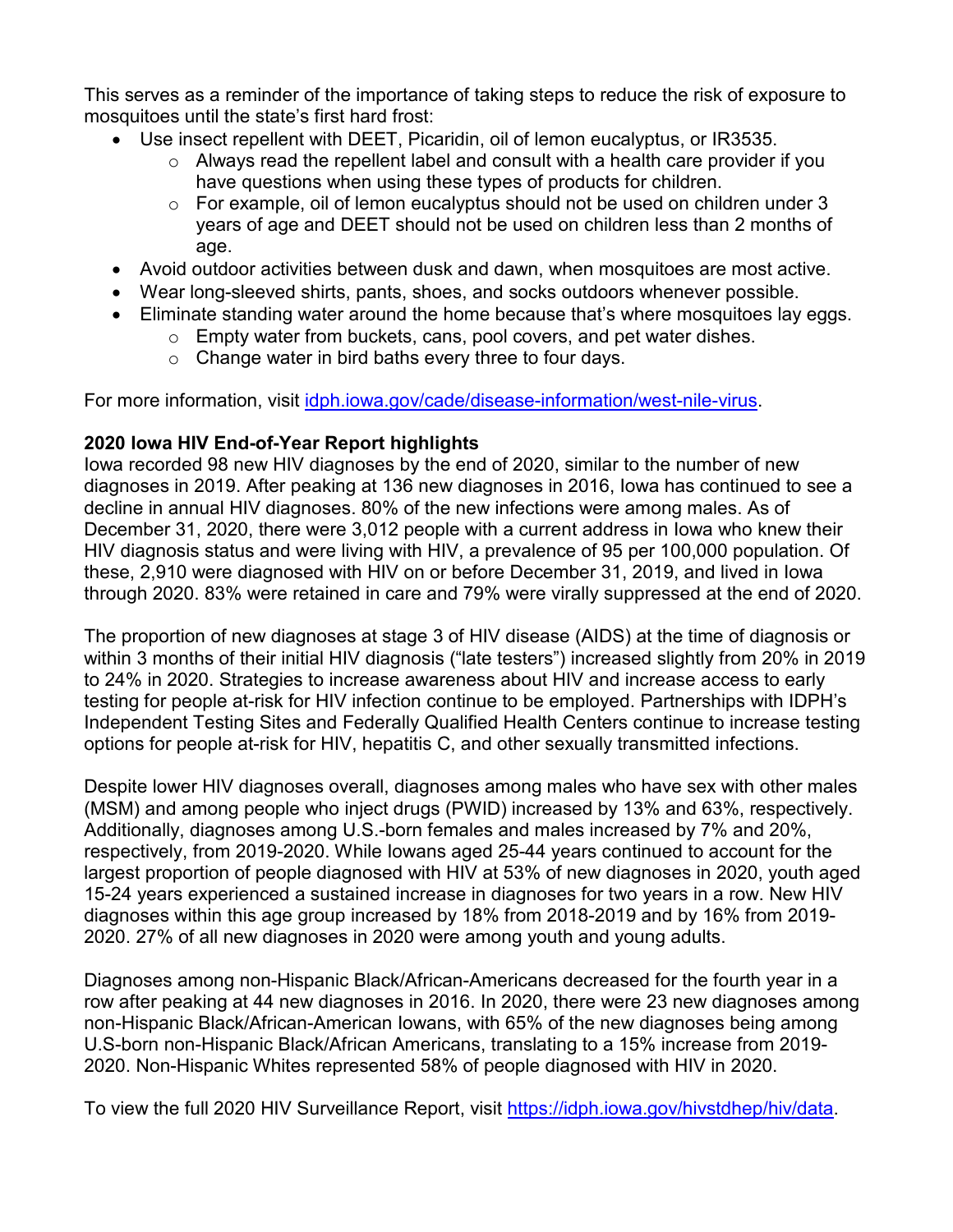This serves as a reminder of the importance of taking steps to reduce the risk of exposure to mosquitoes until the state's first hard frost:

- Use insect repellent with DEET, Picaridin, oil of lemon eucalyptus, or IR3535.
  - Always read the repellent label and consult with a health care provider if you have questions when using these types of products for children.
  - For example, oil of lemon eucalyptus should not be used on children under 3 years of age and DEET should not be used on children less than 2 months of age.
- Avoid outdoor activities between dusk and dawn, when mosquitoes are most active.
- Wear long-sleeved shirts, pants, shoes, and socks outdoors whenever possible.
- Eliminate standing water around the home because that's where mosquitoes lay eggs.
  - Empty water from buckets, cans, pool covers, and pet water dishes.
  - Change water in bird baths every three to four days.

For more information, visit [idph.iowa.gov/cade/disease-information/west-nile-virus](idph.iowa.gov/cade/disease-information/west-nile-virus).

**2020 Iowa HIV End-of-Year Report highlights**

Iowa recorded 98 new HIV diagnoses by the end of 2020, similar to the number of new diagnoses in 2019. After peaking at 136 new diagnoses in 2016, Iowa has continued to see a decline in annual HIV diagnoses. 80% of the new infections were among males. As of December 31, 2020, there were 3,012 people with a current address in Iowa who knew their HIV diagnosis status and were living with HIV, a prevalence of 95 per 100,000 population. Of these, 2,910 were diagnosed with HIV on or before December 31, 2019, and lived in Iowa through 2020. 83% were retained in care and 79% were virally suppressed at the end of 2020.

The proportion of new diagnoses at stage 3 of HIV disease (AIDS) at the time of diagnosis or within 3 months of their initial HIV diagnosis ("late testers") increased slightly from 20% in 2019 to 24% in 2020. Strategies to increase awareness about HIV and increase access to early testing for people at-risk for HIV infection continue to be employed. Partnerships with IDPH's Independent Testing Sites and Federally Qualified Health Centers continue to increase testing options for people at-risk for HIV, hepatitis C, and other sexually transmitted infections.

Despite lower HIV diagnoses overall, diagnoses among males who have sex with other males (MSM) and among people who inject drugs (PWID) increased by 13% and 63%, respectively. Additionally, diagnoses among U.S.-born females and males increased by 7% and 20%, respectively, from 2019-2020. While Iowans aged 25-44 years continued to account for the largest proportion of people diagnosed with HIV at 53% of new diagnoses in 2020, youth aged 15-24 years experienced a sustained increase in diagnoses for two years in a row. New HIV diagnoses within this age group increased by 18% from 2018-2019 and by 16% from 2019-2020. 27% of all new diagnoses in 2020 were among youth and young adults.

Diagnoses among non-Hispanic Black/African-Americans decreased for the fourth year in a row after peaking at 44 new diagnoses in 2016. In 2020, there were 23 new diagnoses among non-Hispanic Black/African-American Iowans, with 65% of the new diagnoses being among U.S-born non-Hispanic Black/African Americans, translating to a 15% increase from 2019-2020. Non-Hispanic Whites represented 58% of people diagnosed with HIV in 2020.

To view the full 2020 HIV Surveillance Report, visit [https://idph.iowa.gov/hivstdhep/hiv/data](https://idph.iowa.gov/hivstdhep/hiv/data).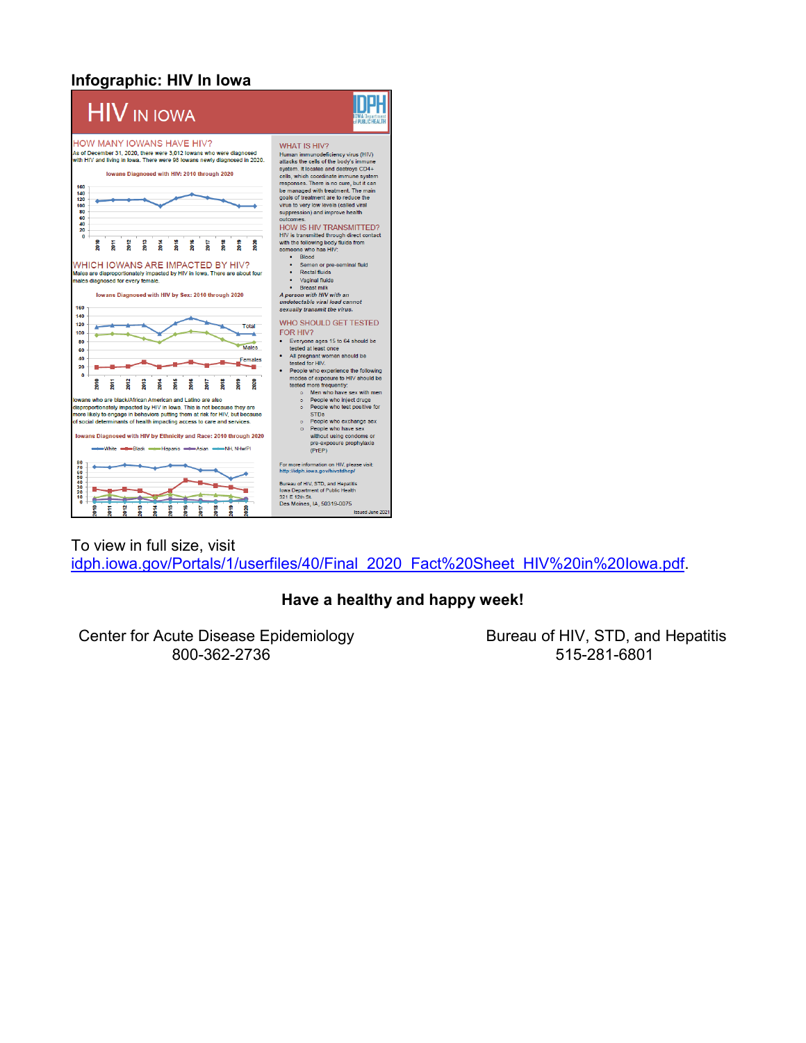## Infographic: HIV In Iowa

# HIV IN IOWA

IDPH
Iowa Department of Public Health

### HOW MANY IOWANS HAVE HIV?

As of December 31, 2020, there were 3,012 Iowans who were diagnosed with HIV and living in Iowa. There were 98 Iowans newly diagnosed in 2020.

Iowans Diagnosed with HIV: 2010 through 2020

160
140
120
100
80
60
40
20
0

2010 2011 2012 2013 2014 2015 2016 2017 2018 2019 2020

### WHICH IOWANS ARE IMPACTED BY HIV?

Males are disproportionately impacted by HIV in Iowa. There are about four males diagnosed for every female.

Iowans Diagnosed with HIV by Sex: 2010 through 2020

160
140
120
100
80
60
40
20
0

Total
Males
Females

2010 2011 2012 2013 2014 2015 2016 2017 2018 2019 2020

Iowans who are black/African American and Latino are also disproportionately impacted by HIV in Iowa. This is not because they are more likely to engage in behaviors putting them at risk for HIV, but because of social determinants of health impacting access to care and services.

Iowans Diagnosed with HIV by Ethnicity and Race: 2010 through 2020

White, Black, Hispanic, Asian, NH, NHwPI

80
70
60
50
40
30
20
10
0

2010 2011 2012 2013 2014 2015 2016 2017 2018 2019 2020

### WHAT IS HIV?

Human immunodeficiency virus (HIV) attacks the cells of the body's immune system. It locates and destroys CD4+ cells, which coordinate immune system responses. There is no cure, but it can be managed with treatment. The main goals of treatment are to reduce the virus to very low levels (called viral suppression) and improve health outcomes.

### HOW IS HIV TRANSMITTED?

HIV is transmitted through direct contact with the following body fluids from someone who has HIV:

- Blood
- Semen or pre-seminal fluid
- Rectal fluids
- Vaginal fluids
- Breast milk

***A person with HIV with an undetectable viral load cannot sexually transmit the virus.***

### WHO SHOULD GET TESTED FOR HIV?

- Everyone ages 15 to 64 should be tested at least once
- All pregnant women should be tested for HIV.
- People who experience the following modes of exposure to HIV should be tested more frequently:
  - Men who have sex with men
  - People who inject drugs
  - People who test positive for STDs
  - People who exchange sex
  - People who have sex without using condoms or pre-exposure prophylaxis (PrEP)

For more information on HIV, please visit: http://idph.iowa.gov/hivstdhep/

Bureau of HIV, STD, and Hepatitis
Iowa Department of Public Health
321 E 12th St.
Des Moines, IA, 50319-0075

Issued June 2021

To view in full size, visit idph.iowa.gov/Portals/1/userfiles/40/Final_2020_Fact%20Sheet_HIV%20in%20Iowa.pdf.

**Have a healthy and happy week!**

Center for Acute Disease Epidemiology
800-362-2736

Bureau of HIV, STD, and Hepatitis
515-281-6801